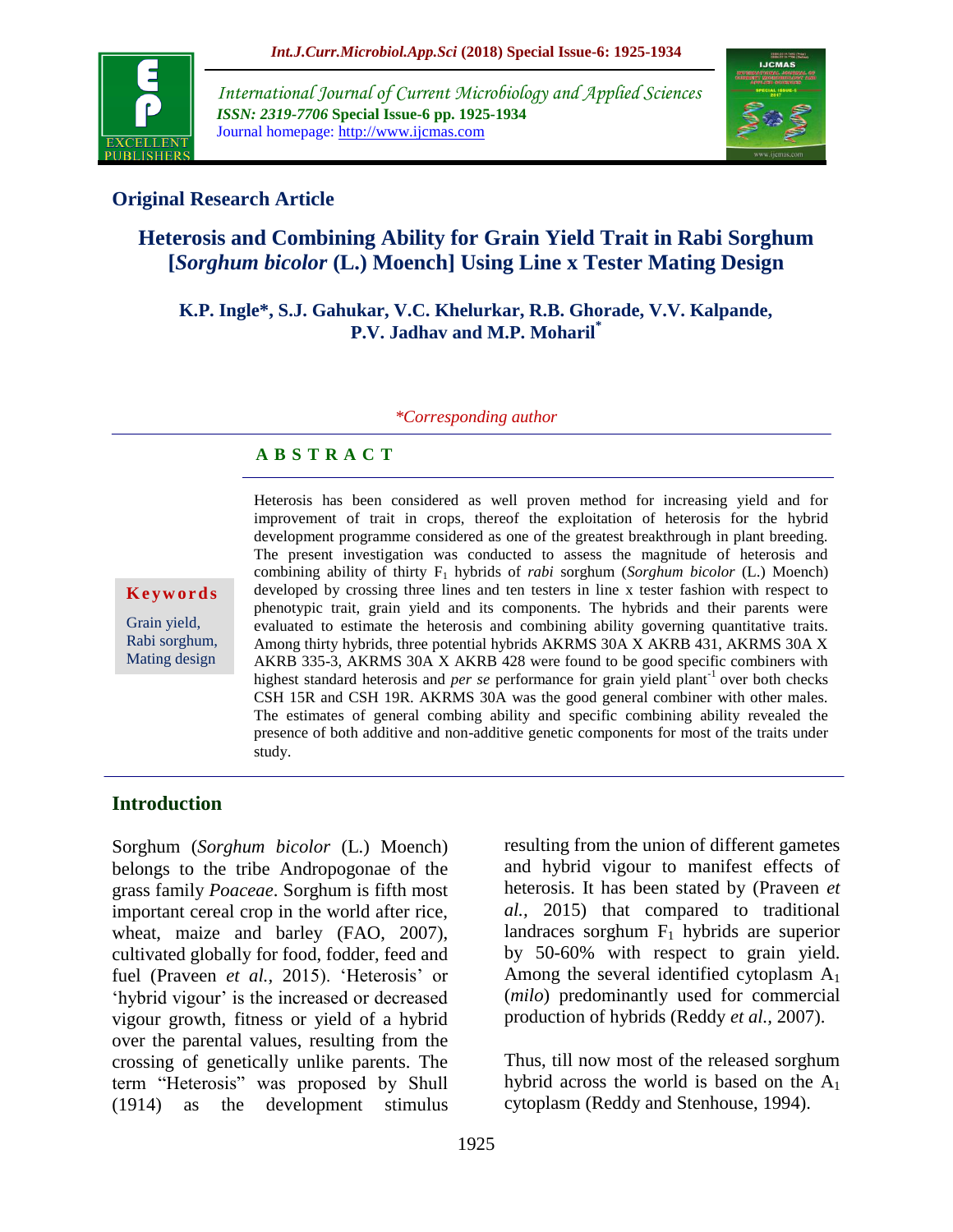## Original Research Article

# Heterosis and Combining Ability for Grain Yield Trait in Rabi Sorghum [*Sorghum bicolor* (L.) Moench] Using Line x Tester Mating Design

**K.P. Ingle*, S.J. Gahukar, V.C. Khelurkar, R.B. Ghorade, V.V. Kalpande, P.V. Jadhav and M.P. Moharil***

*\*Corresponding author*

### A B S T R A C T

**Keywords**

Grain yield, Rabi sorghum, Mating design

Heterosis has been considered as well proven method for increasing yield and for improvement of trait in crops, thereof the exploitation of heterosis for the hybrid development programme considered as one of the greatest breakthrough in plant breeding. The present investigation was conducted to assess the magnitude of heterosis and combining ability of thirty $F_1$ hybrids of *rabi* sorghum (*Sorghum bicolor* (L.) Moench) developed by crossing three lines and ten testers in line x tester fashion with respect to phenotypic trait, grain yield and its components. The hybrids and their parents were evaluated to estimate the heterosis and combining ability governing quantitative traits. Among thirty hybrids, three potential hybrids AKRMS 30A X AKRB 431, AKRMS 30A X AKRB 335-3, AKRMS 30A X AKRB 428 were found to be good specific combiners with highest standard heterosis and *per se* performance for grain yield plant$^{-1}$ over both checks CSH 15R and CSH 19R. AKRMS 30A was the good general combiner with other males. The estimates of general combing ability and specific combining ability revealed the presence of both additive and non-additive genetic components for most of the traits under study.

## Introduction

Sorghum (*Sorghum bicolor* (L.) Moench) belongs to the tribe Andropogonae of the grass family *Poaceae*. Sorghum is fifth most important cereal crop in the world after rice, wheat, maize and barley (FAO, 2007), cultivated globally for food, fodder, feed and fuel (Praveen *et al.,* 2015). 'Heterosis' or 'hybrid vigour' is the increased or decreased vigour growth, fitness or yield of a hybrid over the parental values, resulting from the crossing of genetically unlike parents. The term "Heterosis" was proposed by Shull (1914) as the development stimulus resulting from the union of different gametes and hybrid vigour to manifest effects of heterosis. It has been stated by (Praveen *et al.,* 2015) that compared to traditional landraces sorghum $F_1$ hybrids are superior by 50-60% with respect to grain yield. Among the several identified cytoplasm $A_1$ (*milo*) predominantly used for commercial production of hybrids (Reddy *et al.,* 2007).

Thus, till now most of the released sorghum hybrid across the world is based on the $A_1$ cytoplasm (Reddy and Stenhouse, 1994).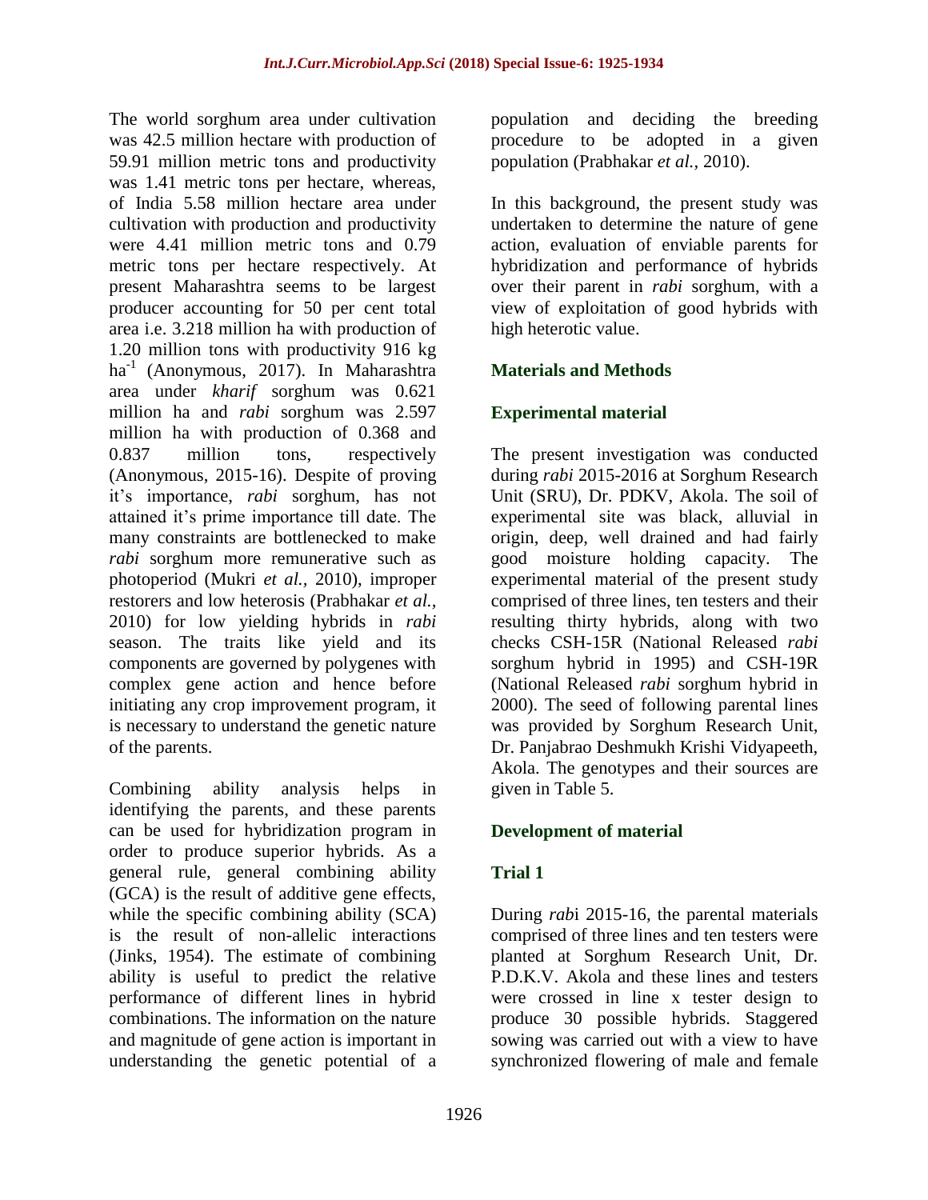The world sorghum area under cultivation was 42.5 million hectare with production of 59.91 million metric tons and productivity was 1.41 metric tons per hectare, whereas, of India 5.58 million hectare area under cultivation with production and productivity were 4.41 million metric tons and 0.79 metric tons per hectare respectively. At present Maharashtra seems to be largest producer accounting for 50 per cent total area i.e. 3.218 million ha with production of 1.20 million tons with productivity 916 kg $ha^{-1}$ (Anonymous, 2017). In Maharashtra area under *kharif* sorghum was 0.621 million ha and *rabi* sorghum was 2.597 million ha with production of 0.368 and 0.837 million tons, respectively (Anonymous, 2015-16). Despite of proving it's importance, *rabi* sorghum, has not attained it's prime importance till date. The many constraints are bottlenecked to make *rabi* sorghum more remunerative such as photoperiod (Mukri *et al.,* 2010), improper restorers and low heterosis (Prabhakar *et al.,* 2010) for low yielding hybrids in *rabi* season. The traits like yield and its components are governed by polygenes with complex gene action and hence before initiating any crop improvement program, it is necessary to understand the genetic nature of the parents.

Combining ability analysis helps in identifying the parents, and these parents can be used for hybridization program in order to produce superior hybrids. As a general rule, general combining ability (GCA) is the result of additive gene effects, while the specific combining ability (SCA) is the result of non-allelic interactions (Jinks, 1954). The estimate of combining ability is useful to predict the relative performance of different lines in hybrid combinations. The information on the nature and magnitude of gene action is important in understanding the genetic potential of a population and deciding the breeding procedure to be adopted in a given population (Prabhakar *et al.,* 2010).

In this background, the present study was undertaken to determine the nature of gene action, evaluation of enviable parents for hybridization and performance of hybrids over their parent in *rabi* sorghum, with a view of exploitation of good hybrids with high heterotic value.

## Materials and Methods

### Experimental material

The present investigation was conducted during *rabi* 2015-2016 at Sorghum Research Unit (SRU), Dr. PDKV, Akola. The soil of experimental site was black, alluvial in origin, deep, well drained and had fairly good moisture holding capacity. The experimental material of the present study comprised of three lines, ten testers and their resulting thirty hybrids, along with two checks CSH-15R (National Released *rabi* sorghum hybrid in 1995) and CSH-19R (National Released *rabi* sorghum hybrid in 2000). The seed of following parental lines was provided by Sorghum Research Unit, Dr. Panjabrao Deshmukh Krishi Vidyapeeth, Akola. The genotypes and their sources are given in Table 5.

### Development of material

### Trial 1

During *rabi* 2015-16, the parental materials comprised of three lines and ten testers were planted at Sorghum Research Unit, Dr. P.D.K.V. Akola and these lines and testers were crossed in line x tester design to produce 30 possible hybrids. Staggered sowing was carried out with a view to have synchronized flowering of male and female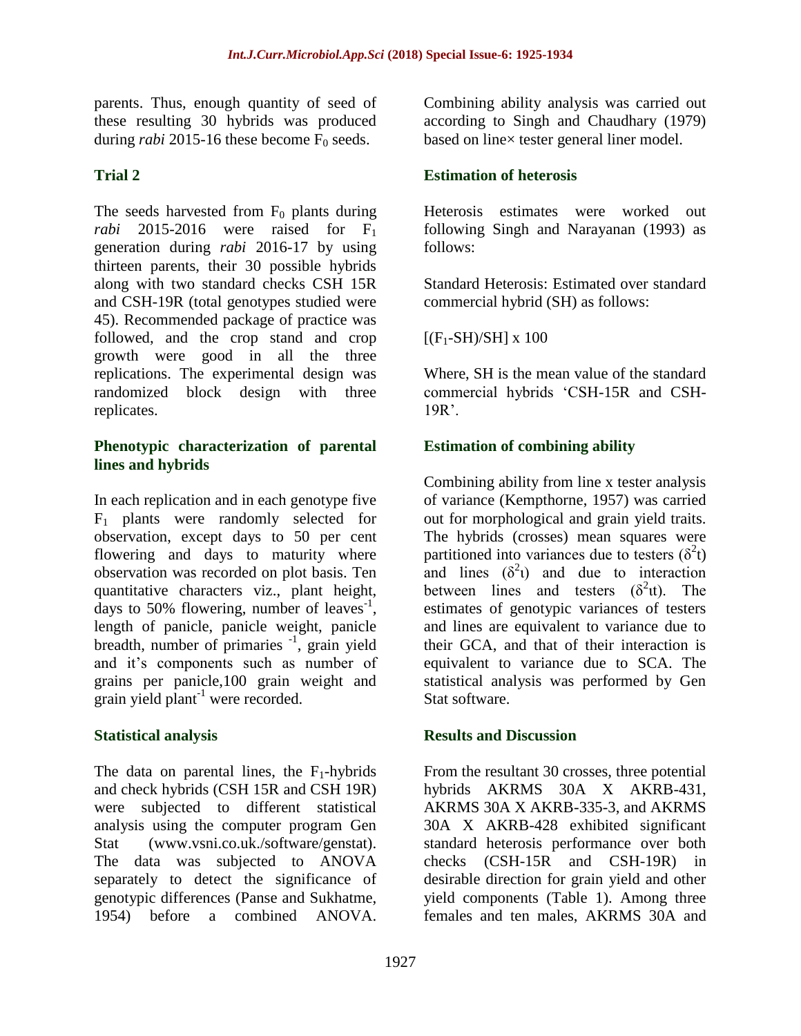parents. Thus, enough quantity of seed of these resulting 30 hybrids was produced during *rabi* 2015-16 these become $F_0$ seeds.

### Trial 2

The seeds harvested from $F_0$ plants during *rabi* 2015-2016 were raised for $F_1$ generation during *rabi* 2016-17 by using thirteen parents, their 30 possible hybrids along with two standard checks CSH 15R and CSH-19R (total genotypes studied were 45). Recommended package of practice was followed, and the crop stand and crop growth were good in all the three replications. The experimental design was randomized block design with three replicates.

### Phenotypic characterization of parental lines and hybrids

In each replication and in each genotype five $F_1$ plants were randomly selected for observation, except days to 50 per cent flowering and days to maturity where observation was recorded on plot basis. Ten quantitative characters viz., plant height, days to 50% flowering, number of leaves$^{-1}$, length of panicle, panicle weight, panicle breadth, number of primaries $^{-1}$, grain yield and it's components such as number of grains per panicle,100 grain weight and grain yield plant$^{-1}$ were recorded.

### Statistical analysis

The data on parental lines, the $F_1$-hybrids and check hybrids (CSH 15R and CSH 19R) were subjected to different statistical analysis using the computer program Gen Stat (www.vsni.co.uk./software/genstat). The data was subjected to ANOVA separately to detect the significance of genotypic differences (Panse and Sukhatme, 1954) before a combined ANOVA. Combining ability analysis was carried out according to Singh and Chaudhary (1979) based on line× tester general liner model.

### Estimation of heterosis

Heterosis estimates were worked out following Singh and Narayanan (1993) as follows:

Standard Heterosis: Estimated over standard commercial hybrid (SH) as follows:

$$[(F_1\text{-}SH)/SH] \times 100$$

Where, SH is the mean value of the standard commercial hybrids 'CSH-15R and CSH-19R'.

### Estimation of combining ability

Combining ability from line x tester analysis of variance (Kempthorne, 1957) was carried out for morphological and grain yield traits. The hybrids (crosses) mean squares were partitioned into variances due to testers ($\delta^2$t) and lines ($\delta^2$ι) and due to interaction between lines and testers ($\delta^2$ιt). The estimates of genotypic variances of testers and lines are equivalent to variance due to their GCA, and that of their interaction is equivalent to variance due to SCA. The statistical analysis was performed by Gen Stat software.

## Results and Discussion

From the resultant 30 crosses, three potential hybrids AKRMS 30A X AKRB-431, AKRMS 30A X AKRB-335-3, and AKRMS 30A X AKRB-428 exhibited significant standard heterosis performance over both checks (CSH-15R and CSH-19R) in desirable direction for grain yield and other yield components (Table 1). Among three females and ten males, AKRMS 30A and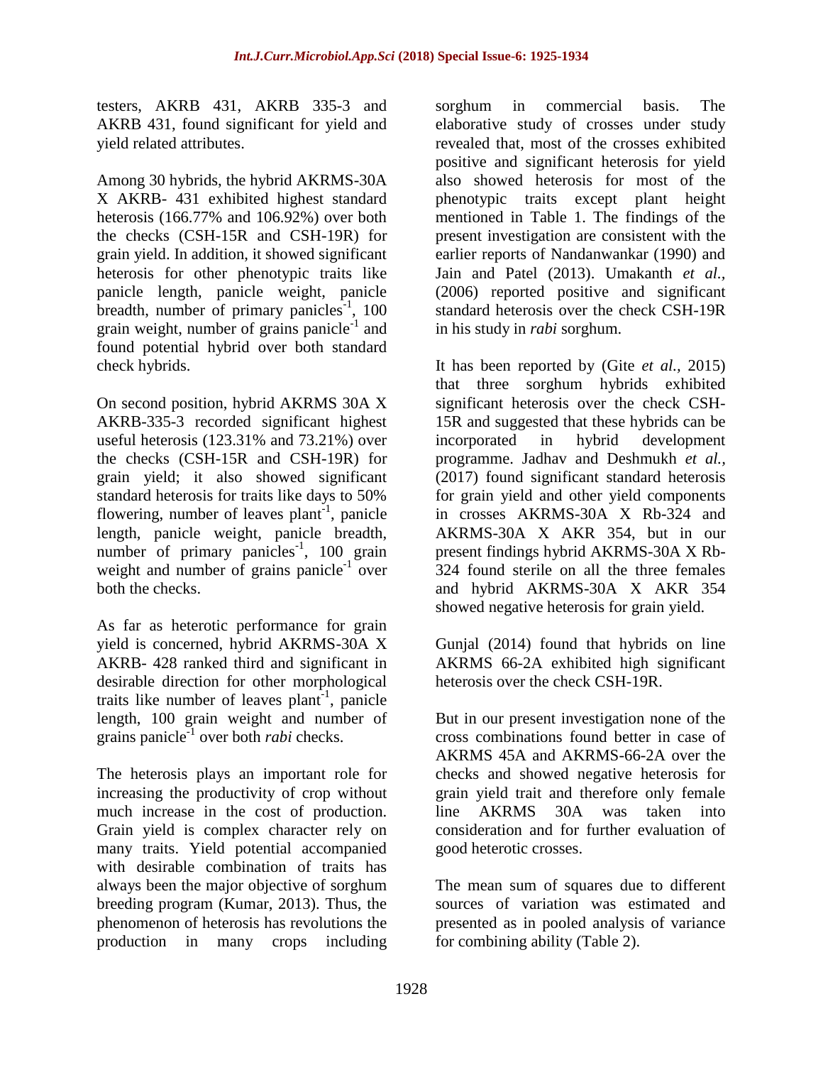testers, AKRB 431, AKRB 335-3 and AKRB 431, found significant for yield and yield related attributes.

Among 30 hybrids, the hybrid AKRMS-30A X AKRB- 431 exhibited highest standard heterosis (166.77% and 106.92%) over both the checks (CSH-15R and CSH-19R) for grain yield. In addition, it showed significant heterosis for other phenotypic traits like panicle length, panicle weight, panicle breadth, number of primary panicles$^{-1}$, 100 grain weight, number of grains panicle$^{-1}$ and found potential hybrid over both standard check hybrids.

On second position, hybrid AKRMS 30A X AKRB-335-3 recorded significant highest useful heterosis (123.31% and 73.21%) over the checks (CSH-15R and CSH-19R) for grain yield; it also showed significant standard heterosis for traits like days to 50% flowering, number of leaves plant$^{-1}$, panicle length, panicle weight, panicle breadth, number of primary panicles$^{-1}$, 100 grain weight and number of grains panicle$^{-1}$ over both the checks.

As far as heterotic performance for grain yield is concerned, hybrid AKRMS-30A X AKRB- 428 ranked third and significant in desirable direction for other morphological traits like number of leaves plant$^{-1}$, panicle length, 100 grain weight and number of grains panicle$^{-1}$ over both *rabi* checks.

The heterosis plays an important role for increasing the productivity of crop without much increase in the cost of production. Grain yield is complex character rely on many traits. Yield potential accompanied with desirable combination of traits has always been the major objective of sorghum breeding program (Kumar, 2013). Thus, the phenomenon of heterosis has revolutions the production in many crops including sorghum in commercial basis. The elaborative study of crosses under study revealed that, most of the crosses exhibited positive and significant heterosis for yield also showed heterosis for most of the phenotypic traits except plant height mentioned in Table 1. The findings of the present investigation are consistent with the earlier reports of Nandanwankar (1990) and Jain and Patel (2013). Umakanth *et al.,* (2006) reported positive and significant standard heterosis over the check CSH-19R in his study in *rabi* sorghum.

It has been reported by (Gite *et al.,* 2015) that three sorghum hybrids exhibited significant heterosis over the check CSH-15R and suggested that these hybrids can be incorporated in hybrid development programme. Jadhav and Deshmukh *et al.,* (2017) found significant standard heterosis for grain yield and other yield components in crosses AKRMS-30A X Rb-324 and AKRMS-30A X AKR 354, but in our present findings hybrid AKRMS-30A X Rb-324 found sterile on all the three females and hybrid AKRMS-30A X AKR 354 showed negative heterosis for grain yield.

Gunjal (2014) found that hybrids on line AKRMS 66-2A exhibited high significant heterosis over the check CSH-19R.

But in our present investigation none of the cross combinations found better in case of AKRMS 45A and AKRMS-66-2A over the checks and showed negative heterosis for grain yield trait and therefore only female line AKRMS 30A was taken into consideration and for further evaluation of good heterotic crosses.

The mean sum of squares due to different sources of variation was estimated and presented as in pooled analysis of variance for combining ability (Table 2).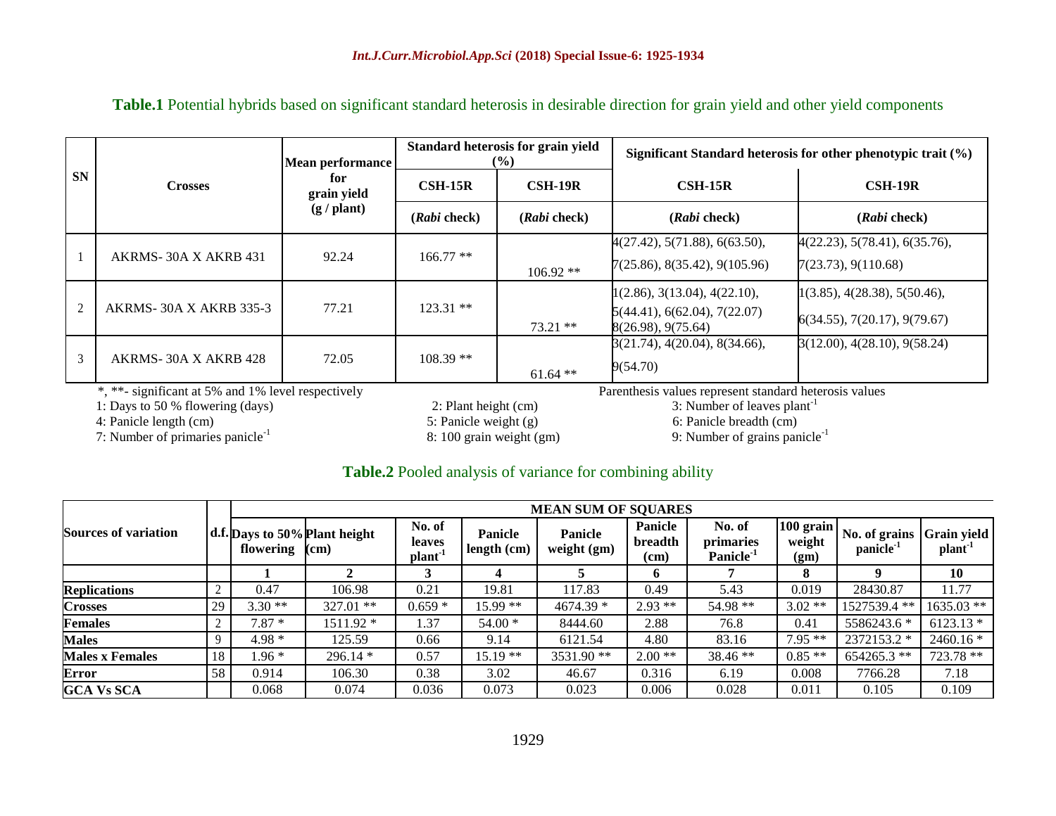**Table.1** Potential hybrids based on significant standard heterosis in desirable direction for grain yield and other yield components

| SN | Crosses | Mean performance for grain yield (g / plant) | Standard heterosis for grain yield (%) | | Significant Standard heterosis for other phenotypic trait (%) | |
|---|---|---|---|---|---|---|
| | | | CSH-15R | CSH-19R | CSH-15R | CSH-19R |
| | | | (*Rabi* check) | (*Rabi* check) | (*Rabi* check) | (*Rabi* check) |
| 1 | AKRMS- 30A X AKRB 431 | 92.24 | 166.77 ** | 106.92 ** | 4(27.42), 5(71.88), 6(63.50), 7(25.86), 8(35.42), 9(105.96) | 4(22.23), 5(78.41), 6(35.76), 7(23.73), 9(110.68) |
| 2 | AKRMS- 30A X AKRB 335-3 | 77.21 | 123.31 ** | 73.21 ** | 1(2.86), 3(13.04), 4(22.10), 5(44.41), 6(62.04), 7(22.07) 8(26.98), 9(75.64) | 1(3.85), 4(28.38), 5(50.46), 6(34.55), 7(20.17), 9(79.67) |
| 3 | AKRMS- 30A X AKRB 428 | 72.05 | 108.39 ** | 61.64 ** | 3(21.74), 4(20.04), 8(34.66), 9(54.70) | 3(12.00), 4(28.10), 9(58.24) |

*, **- significant at 5% and 1% level respectively

Parenthesis values represent standard heterosis values

1: Days to 50 % flowering (days) 2: Plant height (cm) 3: Number of leaves plant$^{-1}$
4: Panicle length (cm) 5: Panicle weight (g) 6: Panicle breadth (cm)
7: Number of primaries panicle$^{-1}$ 8: 100 grain weight (gm) 9: Number of grains panicle$^{-1}$

**Table.2** Pooled analysis of variance for combining ability

| Sources of variation | d.f. | MEAN SUM OF SQUARES | | | | | | | | | |
|---|---|---|---|---|---|---|---|---|---|---|---|
| | | Days to 50% flowering | Plant height (cm) | No. of leaves plant$^{-1}$ | Panicle length (cm) | Panicle weight (gm) | Panicle breadth (cm) | No. of primaries Panicle$^{-1}$ | 100 grain weight (gm) | No. of grains panicle$^{-1}$ | Grain yield plant$^{-1}$ |
| | | 1 | 2 | 3 | 4 | 5 | 6 | 7 | 8 | 9 | 10 |
| **Replications** | 2 | 0.47 | 106.98 | 0.21 | 19.81 | 117.83 | 0.49 | 5.43 | 0.019 | 28430.87 | 11.77 |
| **Crosses** | 29 | 3.30 ** | 327.01 ** | 0.659 * | 15.99 ** | 4674.39 * | 2.93 ** | 54.98 ** | 3.02 ** | 1527539.4 ** | 1635.03 ** |
| **Females** | 2 | 7.87 * | 1511.92 * | 1.37 | 54.00 * | 8444.60 | 2.88 | 76.8 | 0.41 | 5586243.6 * | 6123.13 * |
| **Males** | 9 | 4.98 * | 125.59 | 0.66 | 9.14 | 6121.54 | 4.80 | 83.16 | 7.95 ** | 2372153.2 * | 2460.16 * |
| **Males x Females** | 18 | 1.96 * | 296.14 * | 0.57 | 15.19 ** | 3531.90 ** | 2.00 ** | 38.46 ** | 0.85 ** | 654265.3 ** | 723.78 ** |
| **Error** | 58 | 0.914 | 106.30 | 0.38 | 3.02 | 46.67 | 0.316 | 6.19 | 0.008 | 7766.28 | 7.18 |
| **GCA Vs SCA** | | 0.068 | 0.074 | 0.036 | 0.073 | 0.023 | 0.006 | 0.028 | 0.011 | 0.105 | 0.109 |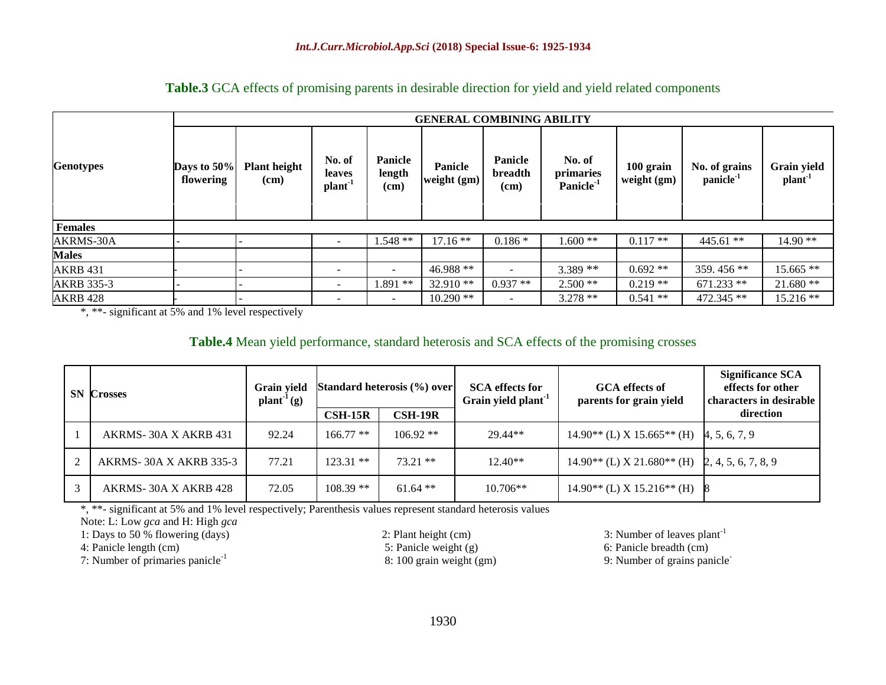**Table.3** GCA effects of promising parents in desirable direction for yield and yield related components

| Genotypes | GENERAL COMBINING ABILITY | | | | | | | | | |
|---|---|---|---|---|---|---|---|---|---|---|
| | Days to 50% flowering | Plant height (cm) | No. of leaves plant$^{-1}$ | Panicle length (cm) | Panicle weight (gm) | Panicle breadth (cm) | No. of primaries Panicle$^{-1}$ | 100 grain weight (gm) | No. of grains panicle$^{-1}$ | Grain yield plant$^{-1}$ |
| **Females** | | | | | | | | | | |
| AKRMS-30A | - | - | - | 1.548 ** | 17.16 ** | 0.186 * | 1.600 ** | 0.117 ** | 445.61 ** | 14.90 ** |
| **Males** | | | | | | | | | | |
| AKRB 431 | - | - | - | - | 46.988 ** | - | 3.389 ** | 0.692 ** | 359. 456 ** | 15.665 ** |
| AKRB 335-3 | - | - | - | 1.891 ** | 32.910 ** | 0.937 ** | 2.500 ** | 0.219 ** | 671.233 ** | 21.680 ** |
| AKRB 428 | - | - | - | - | 10.290 ** | - | 3.278 ** | 0.541 ** | 472.345 ** | 15.216 ** |

*, **- significant at 5% and 1% level respectively

**Table.4** Mean yield performance, standard heterosis and SCA effects of the promising crosses

| SN | Crosses | Grain yield plant$^{-1}$ (g) | Standard heterosis (%) over | | SCA effects for Grain yield plant$^{-1}$ | GCA effects of parents for grain yield | Significance SCA effects for other characters in desirable direction |
|---|---|---|---|---|---|---|---|
| | | | CSH-15R | CSH-19R | | | |
| 1 | AKRMS- 30A X AKRB 431 | 92.24 | 166.77 ** | 106.92 ** | 29.44** | 14.90** (L) X 15.665** (H) | 4, 5, 6, 7, 9 |
| 2 | AKRMS- 30A X AKRB 335-3 | 77.21 | 123.31 ** | 73.21 ** | 12.40** | 14.90** (L) X 21.680** (H) | 2, 4, 5, 6, 7, 8, 9 |
| 3 | AKRMS- 30A X AKRB 428 | 72.05 | 108.39 ** | 61.64 ** | 10.706** | 14.90** (L) X 15.216** (H) | 8 |

*, **- significant at 5% and 1% level respectively; Parenthesis values represent standard heterosis values

Note: L: Low *gca* and H: High *gca*

1: Days to 50 % flowering (days)
2: Plant height (cm)
3: Number of leaves plant$^{-1}$
4: Panicle length (cm)
5: Panicle weight (g)
6: Panicle breadth (cm)
7: Number of primaries panicle$^{-1}$
8: 100 grain weight (gm)
9: Number of grains panicle$^{-}$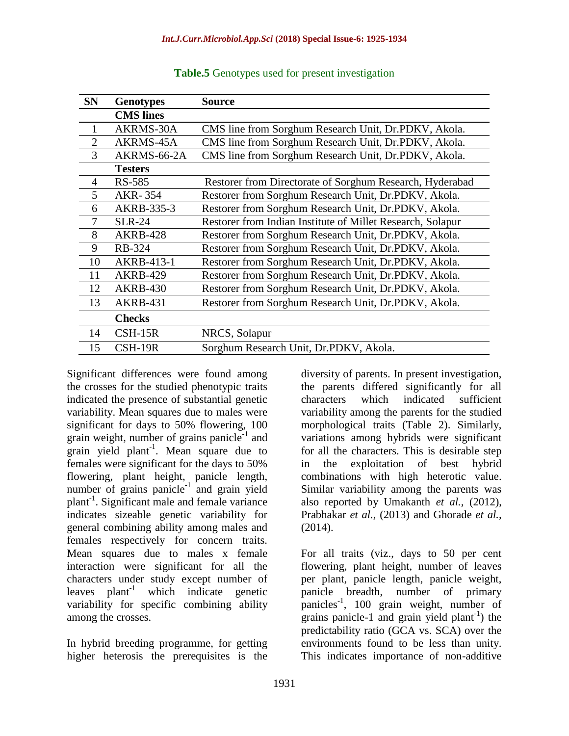**Table.5** Genotypes used for present investigation

| SN | Genotypes | Source |
|---|---|---|
| | **CMS lines** | |
| 1 | AKRMS-30A | CMS line from Sorghum Research Unit, Dr.PDKV, Akola. |
| 2 | AKRMS-45A | CMS line from Sorghum Research Unit, Dr.PDKV, Akola. |
| 3 | AKRMS-66-2A | CMS line from Sorghum Research Unit, Dr.PDKV, Akola. |
| | **Testers** | |
| 4 | RS-585 | Restorer from Directorate of Sorghum Research, Hyderabad |
| 5 | AKR- 354 | Restorer from Sorghum Research Unit, Dr.PDKV, Akola. |
| 6 | AKRB-335-3 | Restorer from Sorghum Research Unit, Dr.PDKV, Akola. |
| 7 | SLR-24 | Restorer from Indian Institute of Millet Research, Solapur |
| 8 | AKRB-428 | Restorer from Sorghum Research Unit, Dr.PDKV, Akola. |
| 9 | RB-324 | Restorer from Sorghum Research Unit, Dr.PDKV, Akola. |
| 10 | AKRB-413-1 | Restorer from Sorghum Research Unit, Dr.PDKV, Akola. |
| 11 | AKRB-429 | Restorer from Sorghum Research Unit, Dr.PDKV, Akola. |
| 12 | AKRB-430 | Restorer from Sorghum Research Unit, Dr.PDKV, Akola. |
| 13 | AKRB-431 | Restorer from Sorghum Research Unit, Dr.PDKV, Akola. |
| | **Checks** | |
| 14 | CSH-15R | NRCS, Solapur |
| 15 | CSH-19R | Sorghum Research Unit, Dr.PDKV, Akola. |

Significant differences were found among the crosses for the studied phenotypic traits indicated the presence of substantial genetic variability. Mean squares due to males were significant for days to 50% flowering, 100 grain weight, number of grains panicle$^{-1}$ and grain yield plant$^{-1}$. Mean square due to females were significant for the days to 50% flowering, plant height, panicle length, number of grains panicle$^{-1}$ and grain yield plant$^{-1}$. Significant male and female variance indicates sizeable genetic variability for general combining ability among males and females respectively for concern traits. Mean squares due to males x female interaction were significant for all the characters under study except number of leaves plant$^{-1}$ which indicate genetic variability for specific combining ability among the crosses.

In hybrid breeding programme, for getting higher heterosis the prerequisites is the diversity of parents. In present investigation, the parents differed significantly for all characters which indicated sufficient variability among the parents for the studied morphological traits (Table 2). Similarly, variations among hybrids were significant for all the characters. This is desirable step in the exploitation of best hybrid combinations with high heterotic value. Similar variability among the parents was also reported by Umakanth *et al.,* (2012), Prabhakar *et al.,* (2013) and Ghorade *et al.,* (2014).

For all traits (viz., days to 50 per cent flowering, plant height, number of leaves per plant, panicle length, panicle weight, panicle breadth, number of primary panicles$^{-1}$, 100 grain weight, number of grains panicle-1 and grain yield plant$^{-1}$) the predictability ratio (GCA vs. SCA) over the environments found to be less than unity. This indicates importance of non-additive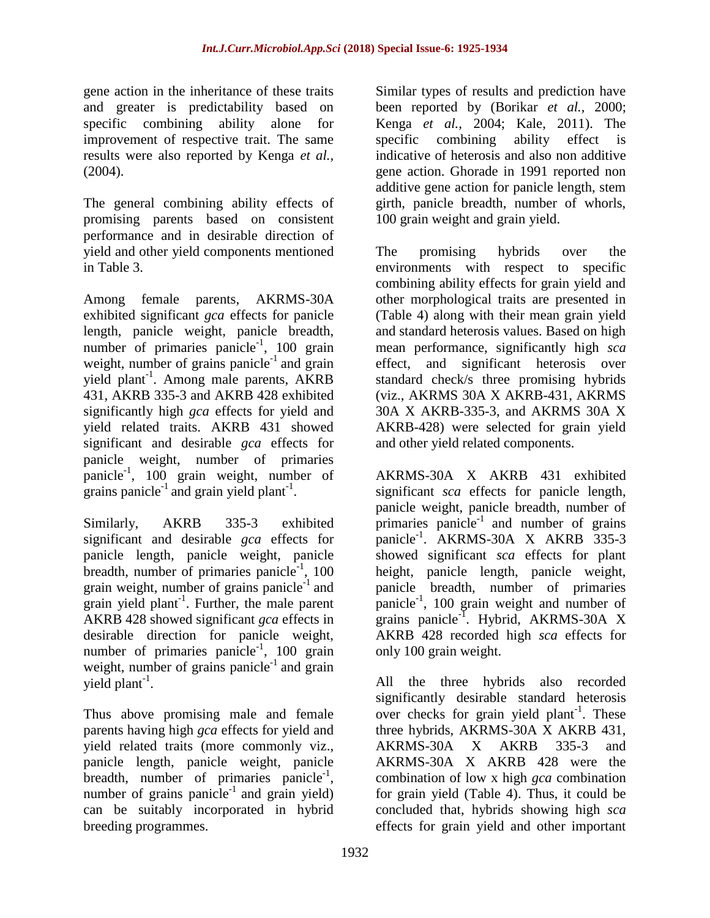gene action in the inheritance of these traits and greater is predictability based on specific combining ability alone for improvement of respective trait. The same results were also reported by Kenga *et al.*, (2004).

The general combining ability effects of promising parents based on consistent performance and in desirable direction of yield and other yield components mentioned in Table 3.

Among female parents, AKRMS-30A exhibited significant *gca* effects for panicle length, panicle weight, panicle breadth, number of primaries panicle$^{-1}$, 100 grain weight, number of grains panicle$^{-1}$ and grain yield plant$^{-1}$. Among male parents, AKRB 431, AKRB 335-3 and AKRB 428 exhibited significantly high *gca* effects for yield and yield related traits. AKRB 431 showed significant and desirable *gca* effects for panicle weight, number of primaries panicle$^{-1}$, 100 grain weight, number of grains panicle$^{-1}$ and grain yield plant$^{-1}$.

Similarly, AKRB 335-3 exhibited significant and desirable *gca* effects for panicle length, panicle weight, panicle breadth, number of primaries panicle$^{-1}$, 100 grain weight, number of grains panicle$^{-1}$ and grain yield plant$^{-1}$. Further, the male parent AKRB 428 showed significant *gca* effects in desirable direction for panicle weight, number of primaries panicle$^{-1}$, 100 grain weight, number of grains panicle$^{-1}$ and grain yield plant$^{-1}$.

Thus above promising male and female parents having high *gca* effects for yield and yield related traits (more commonly viz., panicle length, panicle weight, panicle breadth, number of primaries panicle$^{-1}$, number of grains panicle$^{-1}$ and grain yield) can be suitably incorporated in hybrid breeding programmes.

Similar types of results and prediction have been reported by (Borikar *et al.*, 2000; Kenga *et al.*, 2004; Kale, 2011). The specific combining ability effect is indicative of heterosis and also non additive gene action. Ghorade in 1991 reported non additive gene action for panicle length, stem girth, panicle breadth, number of whorls, 100 grain weight and grain yield.

The promising hybrids over the environments with respect to specific combining ability effects for grain yield and other morphological traits are presented in (Table 4) along with their mean grain yield and standard heterosis values. Based on high mean performance, significantly high *sca* effect, and significant heterosis over standard check/s three promising hybrids (viz., AKRMS 30A X AKRB-431, AKRMS 30A X AKRB-335-3, and AKRMS 30A X AKRB-428) were selected for grain yield and other yield related components.

AKRMS-30A X AKRB 431 exhibited significant *sca* effects for panicle length, panicle weight, panicle breadth, number of primaries panicle$^{-1}$ and number of grains panicle$^{-1}$. AKRMS-30A X AKRB 335-3 showed significant *sca* effects for plant height, panicle length, panicle weight, panicle breadth, number of primaries panicle$^{-1}$, 100 grain weight and number of grains panicle$^{-1}$. Hybrid, AKRMS-30A X AKRB 428 recorded high *sca* effects for only 100 grain weight.

All the three hybrids also recorded significantly desirable standard heterosis over checks for grain yield plant$^{-1}$. These three hybrids, AKRMS-30A X AKRB 431, AKRMS-30A X AKRB 335-3 and AKRMS-30A X AKRB 428 were the combination of low x high *gca* combination for grain yield (Table 4). Thus, it could be concluded that, hybrids showing high *sca* effects for grain yield and other important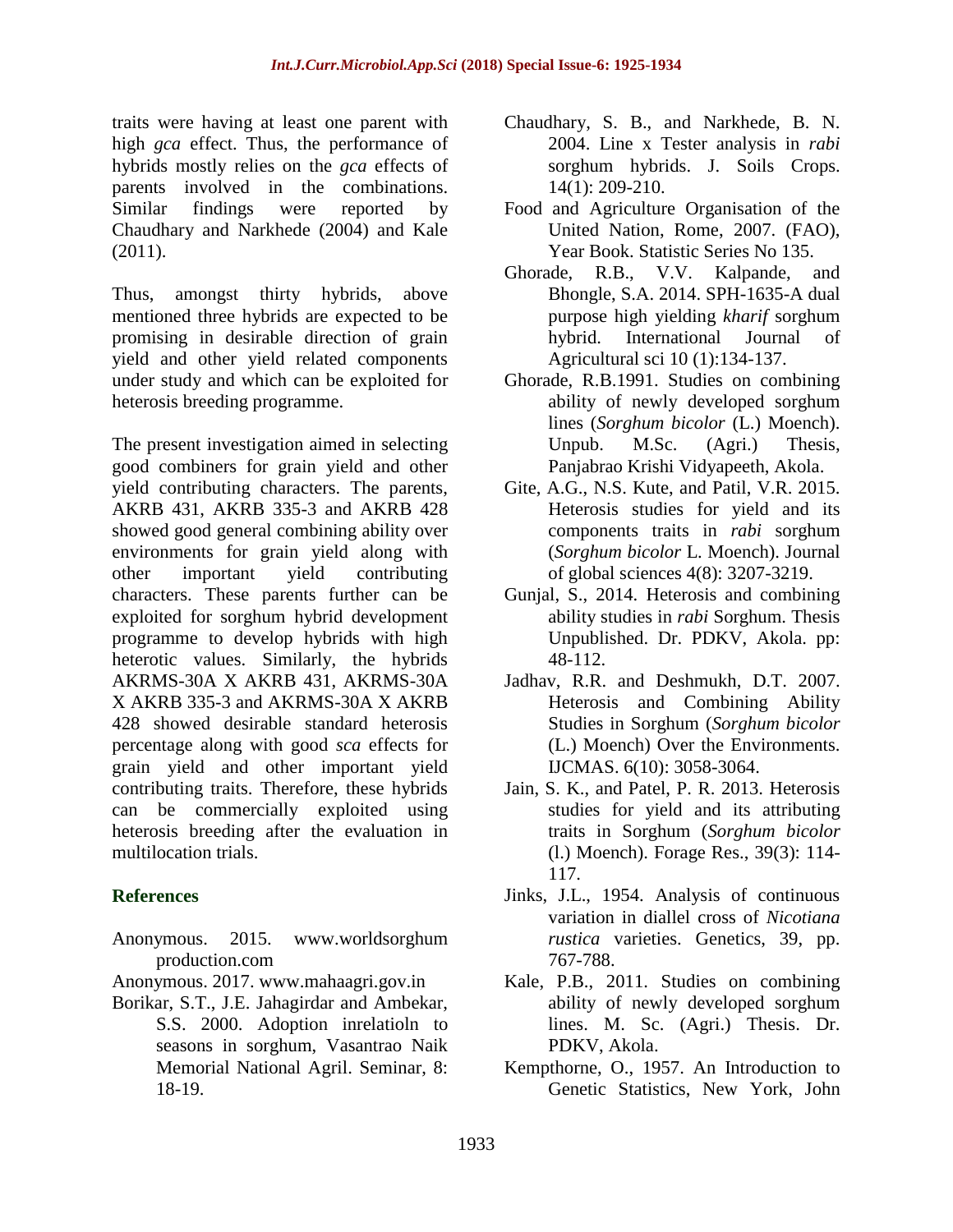traits were having at least one parent with high *gca* effect. Thus, the performance of hybrids mostly relies on the *gca* effects of parents involved in the combinations. Similar findings were reported by Chaudhary and Narkhede (2004) and Kale (2011).

Thus, amongst thirty hybrids, above mentioned three hybrids are expected to be promising in desirable direction of grain yield and other yield related components under study and which can be exploited for heterosis breeding programme.

The present investigation aimed in selecting good combiners for grain yield and other yield contributing characters. The parents, AKRB 431, AKRB 335-3 and AKRB 428 showed good general combining ability over environments for grain yield along with other important yield contributing characters. These parents further can be exploited for sorghum hybrid development programme to develop hybrids with high heterotic values. Similarly, the hybrids AKRMS-30A X AKRB 431, AKRMS-30A X AKRB 335-3 and AKRMS-30A X AKRB 428 showed desirable standard heterosis percentage along with good *sca* effects for grain yield and other important yield contributing traits. Therefore, these hybrids can be commercially exploited using heterosis breeding after the evaluation in multilocation trials.

## References

Anonymous. 2015. www.worldsorghum production.com

Anonymous. 2017. www.mahaagri.gov.in

Borikar, S.T., J.E. Jahagirdar and Ambekar, S.S. 2000. Adoption inrelatioln to seasons in sorghum, Vasantrao Naik Memorial National Agril. Seminar, 8: 18-19.

Chaudhary, S. B., and Narkhede, B. N. 2004. Line x Tester analysis in *rabi* sorghum hybrids. J. Soils Crops. 14(1): 209-210.

Food and Agriculture Organisation of the United Nation, Rome, 2007. (FAO), Year Book. Statistic Series No 135.

Ghorade, R.B., V.V. Kalpande, and Bhongle, S.A. 2014. SPH-1635-A dual purpose high yielding *kharif* sorghum hybrid. International Journal of Agricultural sci 10 (1):134-137.

Ghorade, R.B.1991. Studies on combining ability of newly developed sorghum lines (*Sorghum bicolor* (L.) Moench). Unpub. M.Sc. (Agri.) Thesis, Panjabrao Krishi Vidyapeeth, Akola.

Gite, A.G., N.S. Kute, and Patil, V.R. 2015. Heterosis studies for yield and its components traits in *rabi* sorghum (*Sorghum bicolor* L. Moench). Journal of global sciences 4(8): 3207-3219.

Gunjal, S., 2014. Heterosis and combining ability studies in *rabi* Sorghum. Thesis Unpublished. Dr. PDKV, Akola. pp: 48-112.

Jadhav, R.R. and Deshmukh, D.T. 2007. Heterosis and Combining Ability Studies in Sorghum (*Sorghum bicolor* (L.) Moench) Over the Environments. IJCMAS. 6(10): 3058-3064.

Jain, S. K., and Patel, P. R. 2013. Heterosis studies for yield and its attributing traits in Sorghum (*Sorghum bicolor* (l.) Moench). Forage Res., 39(3): 114-117.

Jinks, J.L., 1954. Analysis of continuous variation in diallel cross of *Nicotiana rustica* varieties. Genetics, 39, pp. 767-788.

Kale, P.B., 2011. Studies on combining ability of newly developed sorghum lines. M. Sc. (Agri.) Thesis. Dr. PDKV, Akola.

Kempthorne, O., 1957. An Introduction to Genetic Statistics, New York, John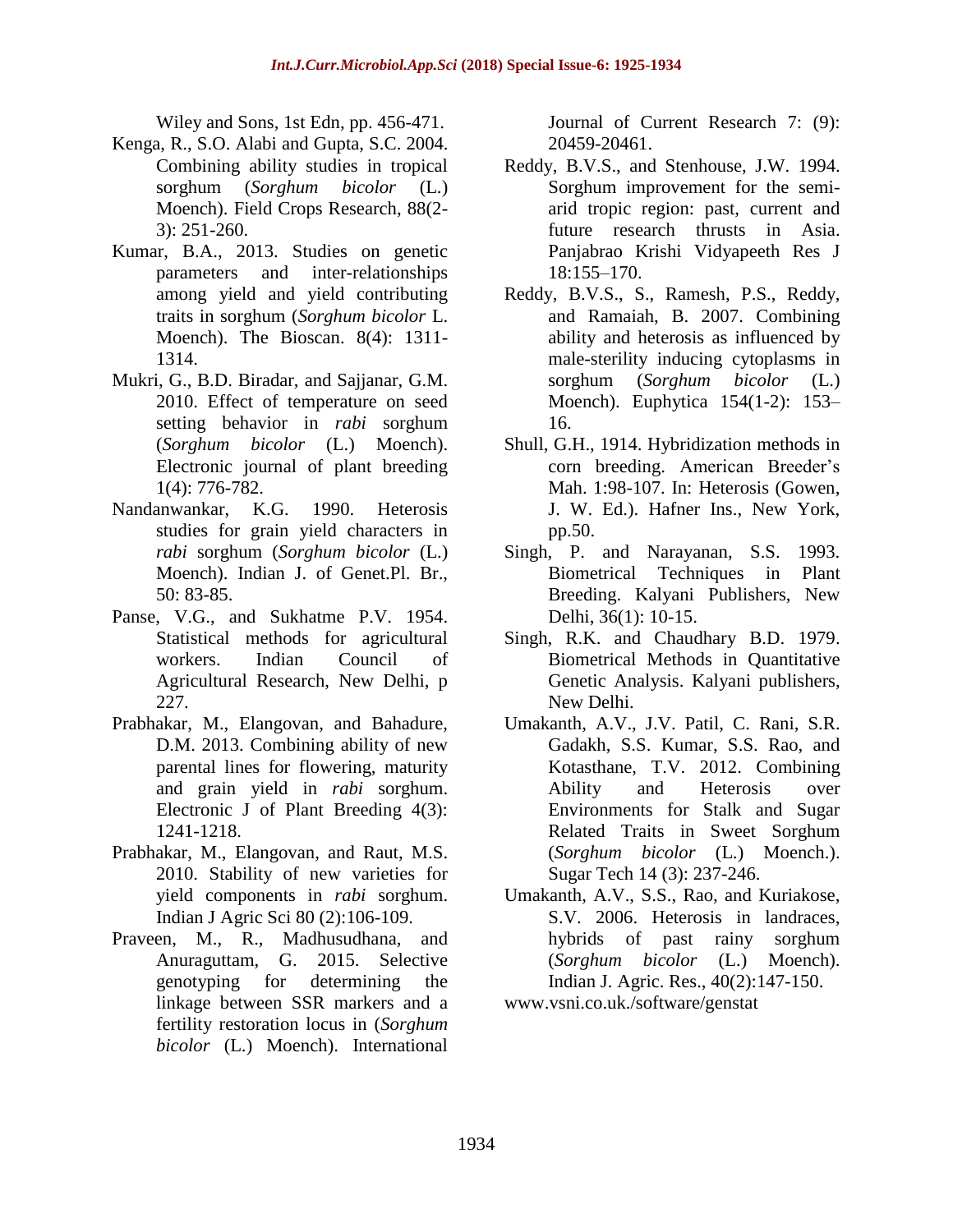Wiley and Sons, 1st Edn, pp. 456-471.

Kenga, R., S.O. Alabi and Gupta, S.C. 2004. Combining ability studies in tropical sorghum (*Sorghum bicolor* (L.) Moench). Field Crops Research, 88(2-3): 251-260.

Kumar, B.A., 2013. Studies on genetic parameters and inter-relationships among yield and yield contributing traits in sorghum (*Sorghum bicolor* L. Moench). The Bioscan. 8(4): 1311-1314.

Mukri, G., B.D. Biradar, and Sajjanar, G.M. 2010. Effect of temperature on seed setting behavior in *rabi* sorghum (*Sorghum bicolor* (L.) Moench). Electronic journal of plant breeding 1(4): 776-782.

Nandanwankar, K.G. 1990. Heterosis studies for grain yield characters in *rabi* sorghum (*Sorghum bicolor* (L.) Moench). Indian J. of Genet.Pl. Br., 50: 83-85.

Panse, V.G., and Sukhatme P.V. 1954. Statistical methods for agricultural workers. Indian Council of Agricultural Research, New Delhi, p 227.

Prabhakar, M., Elangovan, and Bahadure, D.M. 2013. Combining ability of new parental lines for flowering, maturity and grain yield in *rabi* sorghum. Electronic J of Plant Breeding 4(3): 1241-1218.

Prabhakar, M., Elangovan, and Raut, M.S. 2010. Stability of new varieties for yield components in *rabi* sorghum. Indian J Agric Sci 80 (2):106-109.

Praveen, M., R., Madhusudhana, and Anuraguttam, G. 2015. Selective genotyping for determining the linkage between SSR markers and a fertility restoration locus in (*Sorghum bicolor* (L.) Moench). International Journal of Current Research 7: (9): 20459-20461.

Reddy, B.V.S., and Stenhouse, J.W. 1994. Sorghum improvement for the semi-arid tropic region: past, current and future research thrusts in Asia. Panjabrao Krishi Vidyapeeth Res J 18:155–170.

Reddy, B.V.S., S., Ramesh, P.S., Reddy, and Ramaiah, B. 2007. Combining ability and heterosis as influenced by male-sterility inducing cytoplasms in sorghum (*Sorghum bicolor* (L.) Moench). Euphytica 154(1-2): 153–16.

Shull, G.H., 1914. Hybridization methods in corn breeding. American Breeder's Mah. 1:98-107. In: Heterosis (Gowen, J. W. Ed.). Hafner Ins., New York, pp.50.

Singh, P. and Narayanan, S.S. 1993. Biometrical Techniques in Plant Breeding. Kalyani Publishers, New Delhi, 36(1): 10-15.

Singh, R.K. and Chaudhary B.D. 1979. Biometrical Methods in Quantitative Genetic Analysis. Kalyani publishers, New Delhi.

Umakanth, A.V., J.V. Patil, C. Rani, S.R. Gadakh, S.S. Kumar, S.S. Rao, and Kotasthane, T.V. 2012. Combining Ability and Heterosis over Environments for Stalk and Sugar Related Traits in Sweet Sorghum (*Sorghum bicolor* (L.) Moench.). Sugar Tech 14 (3): 237-246.

Umakanth, A.V., S.S., Rao, and Kuriakose, S.V. 2006. Heterosis in landraces, hybrids of past rainy sorghum (*Sorghum bicolor* (L.) Moench). Indian J. Agric. Res., 40(2):147-150.

www.vsni.co.uk./software/genstat